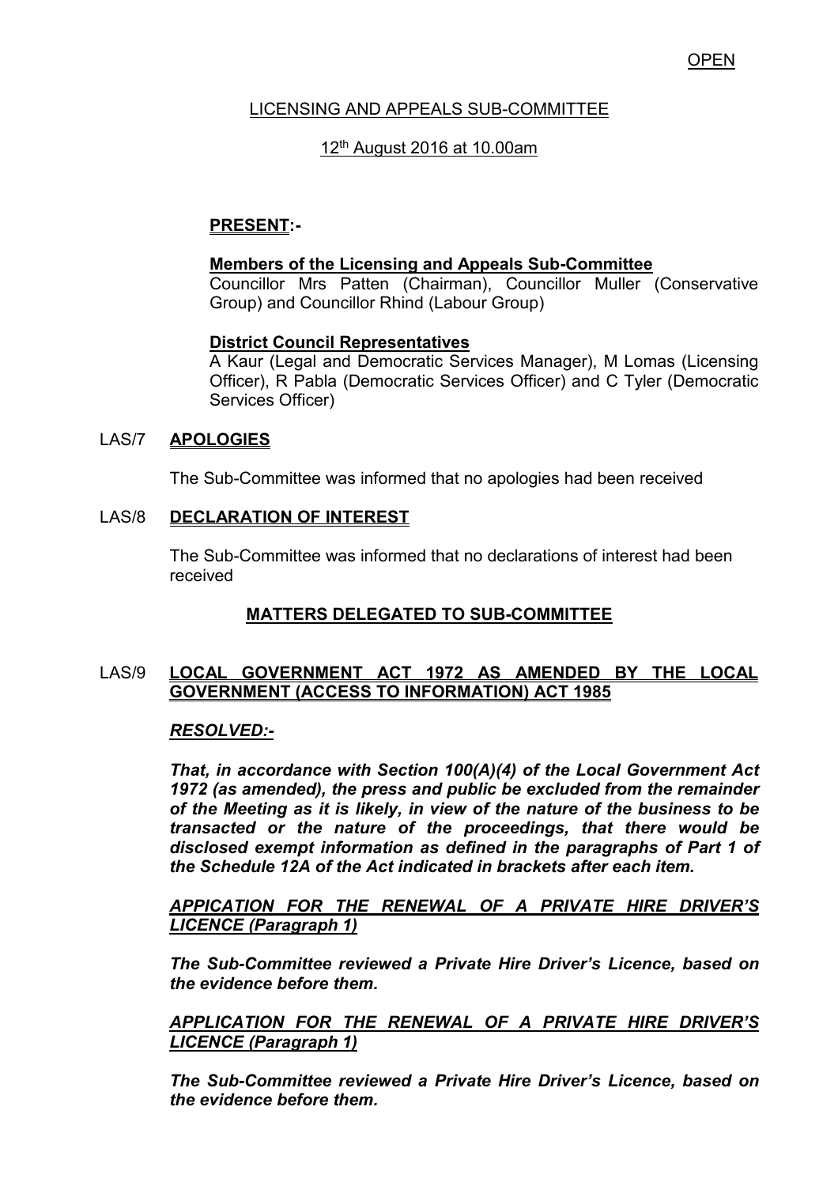OPEN

LICENSING AND APPEALS SUB-COMMITTEE

12th August 2016 at 10.00am

**PRESENT:-**

**Members of the Licensing and Appeals Sub-Committee**
Councillor Mrs Patten (Chairman), Councillor Muller (Conservative Group) and Councillor Rhind (Labour Group)

**District Council Representatives**
A Kaur (Legal and Democratic Services Manager), M Lomas (Licensing Officer), R Pabla (Democratic Services Officer) and C Tyler (Democratic Services Officer)

## LAS/7 APOLOGIES

The Sub-Committee was informed that no apologies had been received

## LAS/8 DECLARATION OF INTEREST

The Sub-Committee was informed that no declarations of interest had been received

## MATTERS DELEGATED TO SUB-COMMITTEE

## LAS/9 LOCAL GOVERNMENT ACT 1972 AS AMENDED BY THE LOCAL GOVERNMENT (ACCESS TO INFORMATION) ACT 1985

***RESOLVED:-***

***That, in accordance with Section 100(A)(4) of the Local Government Act 1972 (as amended), the press and public be excluded from the remainder of the Meeting as it is likely, in view of the nature of the business to be transacted or the nature of the proceedings, that there would be disclosed exempt information as defined in the paragraphs of Part 1 of the Schedule 12A of the Act indicated in brackets after each item.***

***APPICATION FOR THE RENEWAL OF A PRIVATE HIRE DRIVER'S LICENCE (Paragraph 1)***

***The Sub-Committee reviewed a Private Hire Driver's Licence, based on the evidence before them.***

***APPLICATION FOR THE RENEWAL OF A PRIVATE HIRE DRIVER'S LICENCE (Paragraph 1)***

***The Sub-Committee reviewed a Private Hire Driver's Licence, based on the evidence before them.***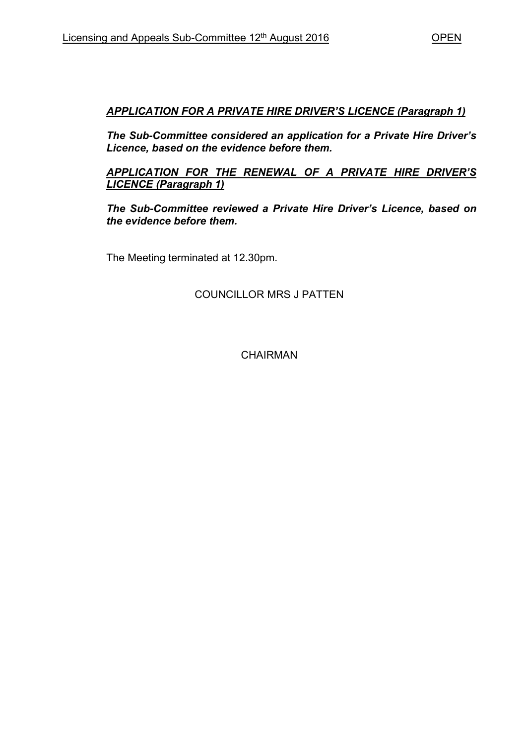***APPLICATION FOR A PRIVATE HIRE DRIVER'S LICENCE (Paragraph 1)***

***The Sub-Committee considered an application for a Private Hire Driver's Licence, based on the evidence before them.***

***APPLICATION FOR THE RENEWAL OF A PRIVATE HIRE DRIVER'S LICENCE (Paragraph 1)***

***The Sub-Committee reviewed a Private Hire Driver's Licence, based on the evidence before them.***

The Meeting terminated at 12.30pm.

COUNCILLOR MRS J PATTEN

CHAIRMAN